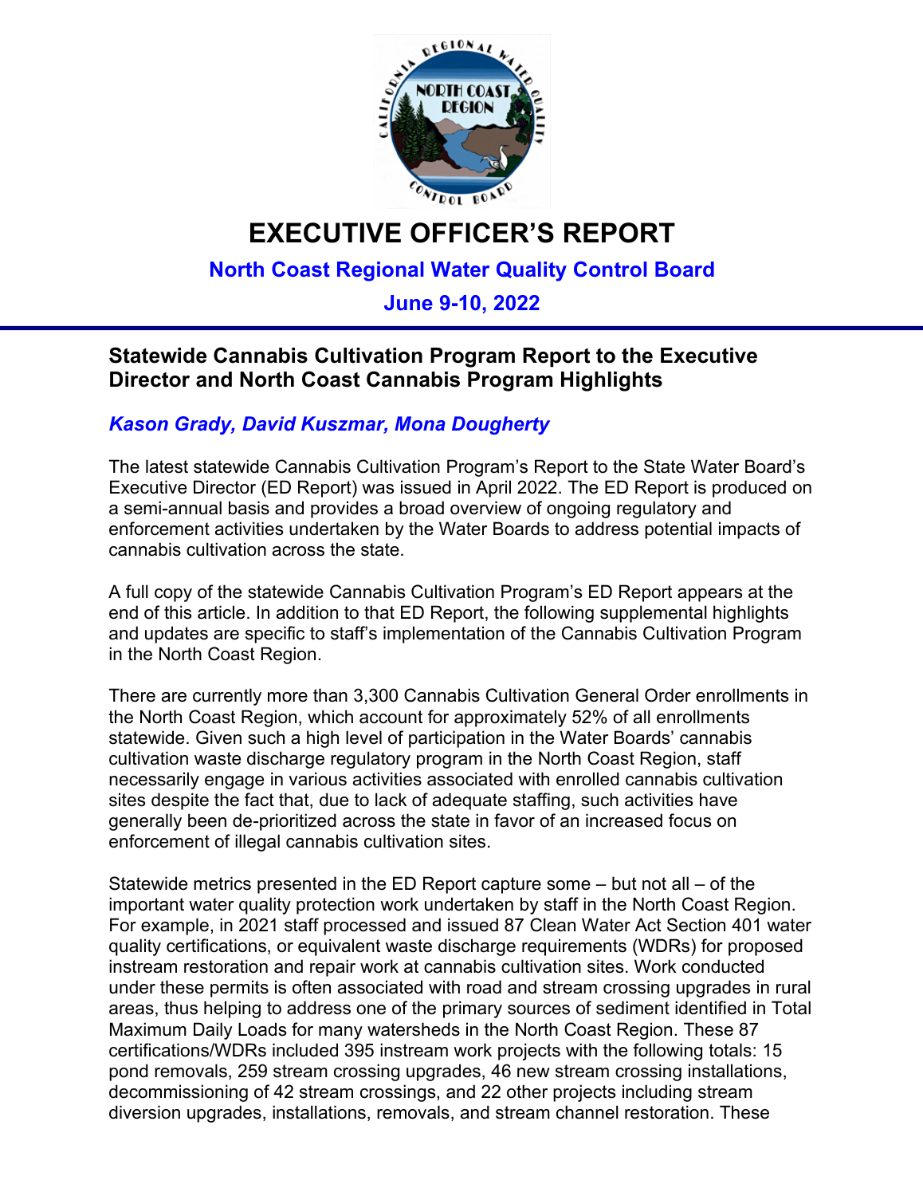# EXECUTIVE OFFICER'S REPORT

## North Coast Regional Water Quality Control Board

## June 9-10, 2022

### Statewide Cannabis Cultivation Program Report to the Executive Director and North Coast Cannabis Program Highlights

***Kason Grady, David Kuszmar, Mona Dougherty***

The latest statewide Cannabis Cultivation Program's Report to the State Water Board's Executive Director (ED Report) was issued in April 2022. The ED Report is produced on a semi-annual basis and provides a broad overview of ongoing regulatory and enforcement activities undertaken by the Water Boards to address potential impacts of cannabis cultivation across the state.

A full copy of the statewide Cannabis Cultivation Program's ED Report appears at the end of this article. In addition to that ED Report, the following supplemental highlights and updates are specific to staff's implementation of the Cannabis Cultivation Program in the North Coast Region.

There are currently more than 3,300 Cannabis Cultivation General Order enrollments in the North Coast Region, which account for approximately 52% of all enrollments statewide. Given such a high level of participation in the Water Boards' cannabis cultivation waste discharge regulatory program in the North Coast Region, staff necessarily engage in various activities associated with enrolled cannabis cultivation sites despite the fact that, due to lack of adequate staffing, such activities have generally been de-prioritized across the state in favor of an increased focus on enforcement of illegal cannabis cultivation sites.

Statewide metrics presented in the ED Report capture some – but not all – of the important water quality protection work undertaken by staff in the North Coast Region. For example, in 2021 staff processed and issued 87 Clean Water Act Section 401 water quality certifications, or equivalent waste discharge requirements (WDRs) for proposed instream restoration and repair work at cannabis cultivation sites. Work conducted under these permits is often associated with road and stream crossing upgrades in rural areas, thus helping to address one of the primary sources of sediment identified in Total Maximum Daily Loads for many watersheds in the North Coast Region. These 87 certifications/WDRs included 395 instream work projects with the following totals: 15 pond removals, 259 stream crossing upgrades, 46 new stream crossing installations, decommissioning of 42 stream crossings, and 22 other projects including stream diversion upgrades, installations, removals, and stream channel restoration. These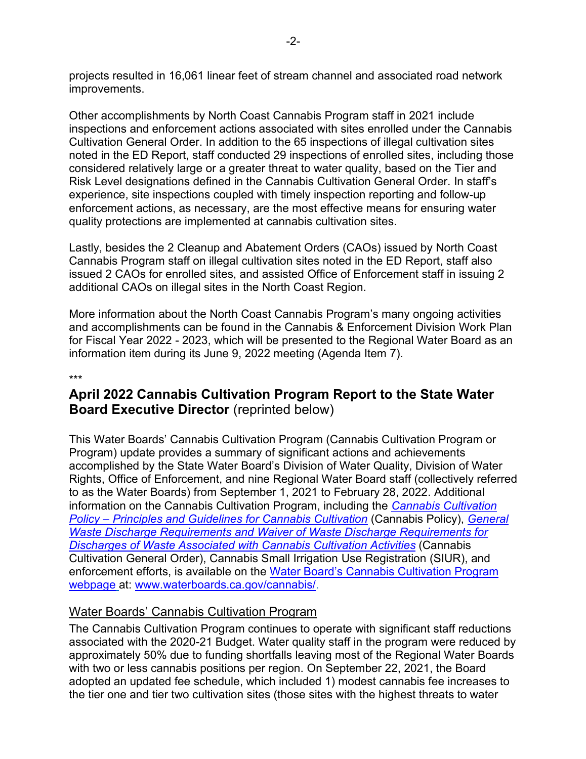projects resulted in 16,061 linear feet of stream channel and associated road network improvements.

Other accomplishments by North Coast Cannabis Program staff in 2021 include inspections and enforcement actions associated with sites enrolled under the Cannabis Cultivation General Order. In addition to the 65 inspections of illegal cultivation sites noted in the ED Report, staff conducted 29 inspections of enrolled sites, including those considered relatively large or a greater threat to water quality, based on the Tier and Risk Level designations defined in the Cannabis Cultivation General Order. In staff's experience, site inspections coupled with timely inspection reporting and follow-up enforcement actions, as necessary, are the most effective means for ensuring water quality protections are implemented at cannabis cultivation sites.

Lastly, besides the 2 Cleanup and Abatement Orders (CAOs) issued by North Coast Cannabis Program staff on illegal cultivation sites noted in the ED Report, staff also issued 2 CAOs for enrolled sites, and assisted Office of Enforcement staff in issuing 2 additional CAOs on illegal sites in the North Coast Region.

More information about the North Coast Cannabis Program's many ongoing activities and accomplishments can be found in the Cannabis & Enforcement Division Work Plan for Fiscal Year 2022 - 2023, which will be presented to the Regional Water Board as an information item during its June 9, 2022 meeting (Agenda Item 7).

***

## **April 2022 Cannabis Cultivation Program Report to the State Water Board Executive Director** (reprinted below)

This Water Boards' Cannabis Cultivation Program (Cannabis Cultivation Program or Program) update provides a summary of significant actions and achievements accomplished by the State Water Board's Division of Water Quality, Division of Water Rights, Office of Enforcement, and nine Regional Water Board staff (collectively referred to as the Water Boards) from September 1, 2021 to February 28, 2022. Additional information on the Cannabis Cultivation Program, including the *Cannabis Cultivation Policy – Principles and Guidelines for Cannabis Cultivation* (Cannabis Policy), *General Waste Discharge Requirements and Waiver of Waste Discharge Requirements for Discharges of Waste Associated with Cannabis Cultivation Activities* (Cannabis Cultivation General Order), Cannabis Small Irrigation Use Registration (SIUR), and enforcement efforts, is available on the Water Board's Cannabis Cultivation Program webpage at: www.waterboards.ca.gov/cannabis/.

### Water Boards' Cannabis Cultivation Program

The Cannabis Cultivation Program continues to operate with significant staff reductions associated with the 2020-21 Budget. Water quality staff in the program were reduced by approximately 50% due to funding shortfalls leaving most of the Regional Water Boards with two or less cannabis positions per region. On September 22, 2021, the Board adopted an updated fee schedule, which included 1) modest cannabis fee increases to the tier one and tier two cultivation sites (those sites with the highest threats to water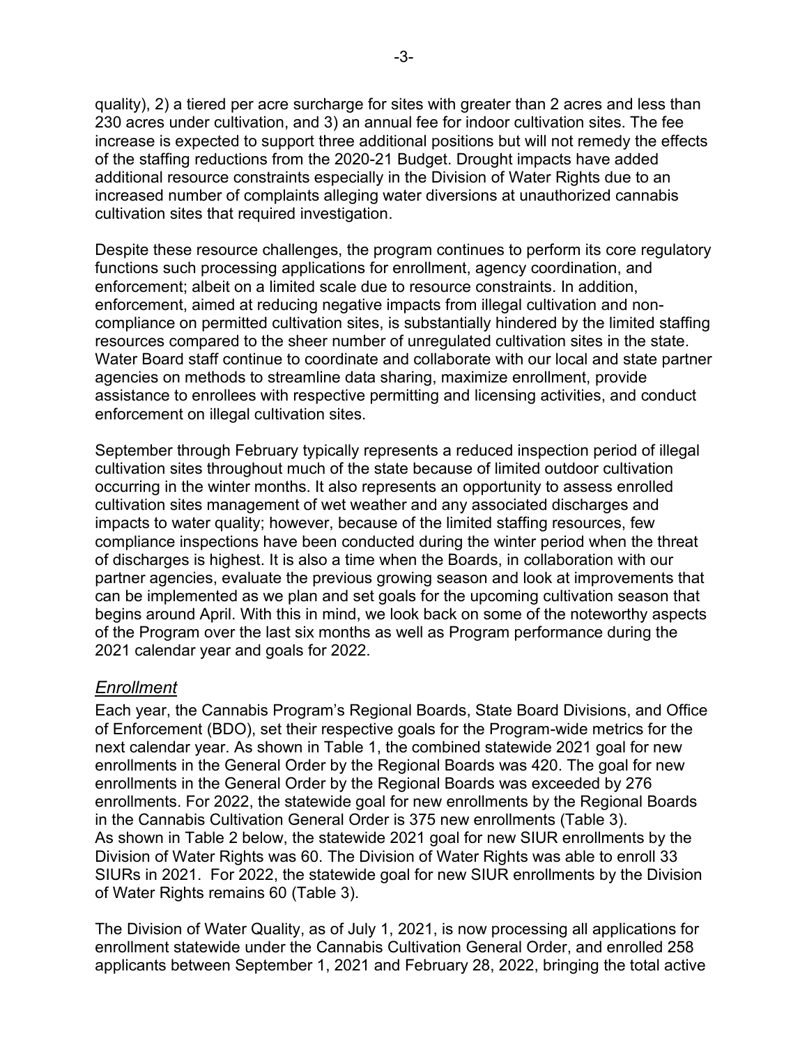quality), 2) a tiered per acre surcharge for sites with greater than 2 acres and less than 230 acres under cultivation, and 3) an annual fee for indoor cultivation sites. The fee increase is expected to support three additional positions but will not remedy the effects of the staffing reductions from the 2020-21 Budget. Drought impacts have added additional resource constraints especially in the Division of Water Rights due to an increased number of complaints alleging water diversions at unauthorized cannabis cultivation sites that required investigation.

Despite these resource challenges, the program continues to perform its core regulatory functions such processing applications for enrollment, agency coordination, and enforcement; albeit on a limited scale due to resource constraints. In addition, enforcement, aimed at reducing negative impacts from illegal cultivation and non-compliance on permitted cultivation sites, is substantially hindered by the limited staffing resources compared to the sheer number of unregulated cultivation sites in the state. Water Board staff continue to coordinate and collaborate with our local and state partner agencies on methods to streamline data sharing, maximize enrollment, provide assistance to enrollees with respective permitting and licensing activities, and conduct enforcement on illegal cultivation sites.

September through February typically represents a reduced inspection period of illegal cultivation sites throughout much of the state because of limited outdoor cultivation occurring in the winter months. It also represents an opportunity to assess enrolled cultivation sites management of wet weather and any associated discharges and impacts to water quality; however, because of the limited staffing resources, few compliance inspections have been conducted during the winter period when the threat of discharges is highest. It is also a time when the Boards, in collaboration with our partner agencies, evaluate the previous growing season and look at improvements that can be implemented as we plan and set goals for the upcoming cultivation season that begins around April. With this in mind, we look back on some of the noteworthy aspects of the Program over the last six months as well as Program performance during the 2021 calendar year and goals for 2022.

## *Enrollment*

Each year, the Cannabis Program's Regional Boards, State Board Divisions, and Office of Enforcement (BDO), set their respective goals for the Program-wide metrics for the next calendar year. As shown in Table 1, the combined statewide 2021 goal for new enrollments in the General Order by the Regional Boards was 420. The goal for new enrollments in the General Order by the Regional Boards was exceeded by 276 enrollments. For 2022, the statewide goal for new enrollments by the Regional Boards in the Cannabis Cultivation General Order is 375 new enrollments (Table 3).
As shown in Table 2 below, the statewide 2021 goal for new SIUR enrollments by the Division of Water Rights was 60. The Division of Water Rights was able to enroll 33 SIURs in 2021. For 2022, the statewide goal for new SIUR enrollments by the Division of Water Rights remains 60 (Table 3).

The Division of Water Quality, as of July 1, 2021, is now processing all applications for enrollment statewide under the Cannabis Cultivation General Order, and enrolled 258 applicants between September 1, 2021 and February 28, 2022, bringing the total active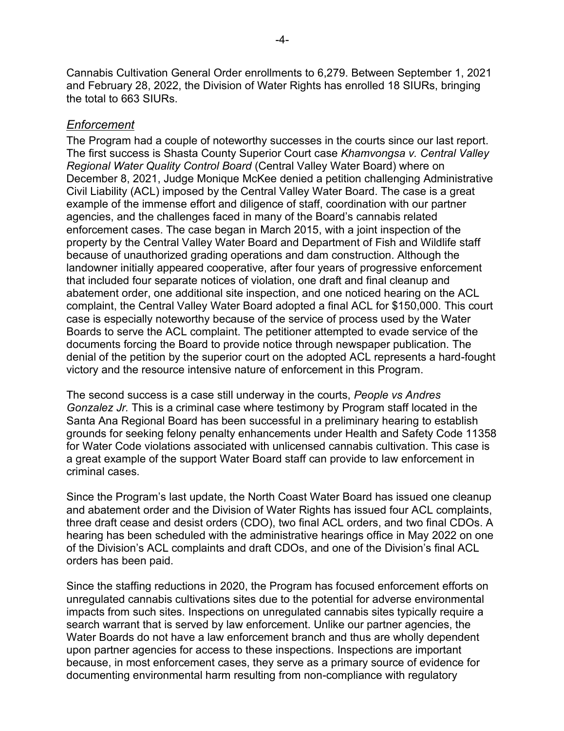Cannabis Cultivation General Order enrollments to 6,279. Between September 1, 2021 and February 28, 2022, the Division of Water Rights has enrolled 18 SIURs, bringing the total to 663 SIURs.

## *Enforcement*

The Program had a couple of noteworthy successes in the courts since our last report. The first success is Shasta County Superior Court case *Khamvongsa v. Central Valley Regional Water Quality Control Board* (Central Valley Water Board) where on December 8, 2021, Judge Monique McKee denied a petition challenging Administrative Civil Liability (ACL) imposed by the Central Valley Water Board. The case is a great example of the immense effort and diligence of staff, coordination with our partner agencies, and the challenges faced in many of the Board's cannabis related enforcement cases. The case began in March 2015, with a joint inspection of the property by the Central Valley Water Board and Department of Fish and Wildlife staff because of unauthorized grading operations and dam construction. Although the landowner initially appeared cooperative, after four years of progressive enforcement that included four separate notices of violation, one draft and final cleanup and abatement order, one additional site inspection, and one noticed hearing on the ACL complaint, the Central Valley Water Board adopted a final ACL for $150,000. This court case is especially noteworthy because of the service of process used by the Water Boards to serve the ACL complaint. The petitioner attempted to evade service of the documents forcing the Board to provide notice through newspaper publication. The denial of the petition by the superior court on the adopted ACL represents a hard-fought victory and the resource intensive nature of enforcement in this Program.

The second success is a case still underway in the courts, *People vs Andres Gonzalez Jr.* This is a criminal case where testimony by Program staff located in the Santa Ana Regional Board has been successful in a preliminary hearing to establish grounds for seeking felony penalty enhancements under Health and Safety Code 11358 for Water Code violations associated with unlicensed cannabis cultivation. This case is a great example of the support Water Board staff can provide to law enforcement in criminal cases.

Since the Program's last update, the North Coast Water Board has issued one cleanup and abatement order and the Division of Water Rights has issued four ACL complaints, three draft cease and desist orders (CDO), two final ACL orders, and two final CDOs. A hearing has been scheduled with the administrative hearings office in May 2022 on one of the Division's ACL complaints and draft CDOs, and one of the Division's final ACL orders has been paid.

Since the staffing reductions in 2020, the Program has focused enforcement efforts on unregulated cannabis cultivations sites due to the potential for adverse environmental impacts from such sites. Inspections on unregulated cannabis sites typically require a search warrant that is served by law enforcement. Unlike our partner agencies, the Water Boards do not have a law enforcement branch and thus are wholly dependent upon partner agencies for access to these inspections. Inspections are important because, in most enforcement cases, they serve as a primary source of evidence for documenting environmental harm resulting from non-compliance with regulatory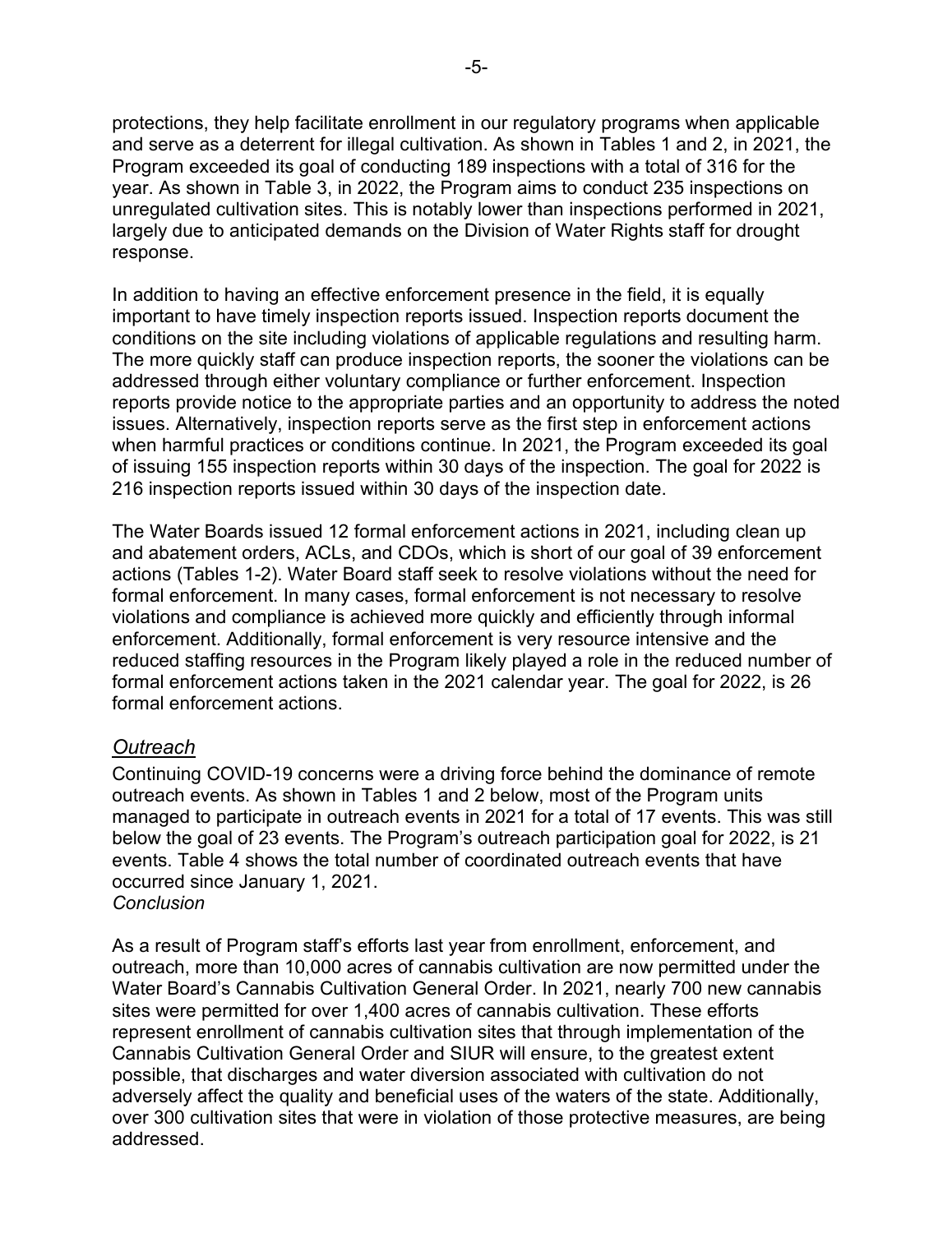protections, they help facilitate enrollment in our regulatory programs when applicable and serve as a deterrent for illegal cultivation. As shown in Tables 1 and 2, in 2021, the Program exceeded its goal of conducting 189 inspections with a total of 316 for the year. As shown in Table 3, in 2022, the Program aims to conduct 235 inspections on unregulated cultivation sites. This is notably lower than inspections performed in 2021, largely due to anticipated demands on the Division of Water Rights staff for drought response.

In addition to having an effective enforcement presence in the field, it is equally important to have timely inspection reports issued. Inspection reports document the conditions on the site including violations of applicable regulations and resulting harm. The more quickly staff can produce inspection reports, the sooner the violations can be addressed through either voluntary compliance or further enforcement. Inspection reports provide notice to the appropriate parties and an opportunity to address the noted issues. Alternatively, inspection reports serve as the first step in enforcement actions when harmful practices or conditions continue. In 2021, the Program exceeded its goal of issuing 155 inspection reports within 30 days of the inspection. The goal for 2022 is 216 inspection reports issued within 30 days of the inspection date.

The Water Boards issued 12 formal enforcement actions in 2021, including clean up and abatement orders, ACLs, and CDOs, which is short of our goal of 39 enforcement actions (Tables 1-2). Water Board staff seek to resolve violations without the need for formal enforcement. In many cases, formal enforcement is not necessary to resolve violations and compliance is achieved more quickly and efficiently through informal enforcement. Additionally, formal enforcement is very resource intensive and the reduced staffing resources in the Program likely played a role in the reduced number of formal enforcement actions taken in the 2021 calendar year. The goal for 2022, is 26 formal enforcement actions.

### *Outreach*

Continuing COVID-19 concerns were a driving force behind the dominance of remote outreach events. As shown in Tables 1 and 2 below, most of the Program units managed to participate in outreach events in 2021 for a total of 17 events. This was still below the goal of 23 events. The Program's outreach participation goal for 2022, is 21 events. Table 4 shows the total number of coordinated outreach events that have occurred since January 1, 2021.

### *Conclusion*

As a result of Program staff's efforts last year from enrollment, enforcement, and outreach, more than 10,000 acres of cannabis cultivation are now permitted under the Water Board's Cannabis Cultivation General Order. In 2021, nearly 700 new cannabis sites were permitted for over 1,400 acres of cannabis cultivation. These efforts represent enrollment of cannabis cultivation sites that through implementation of the Cannabis Cultivation General Order and SIUR will ensure, to the greatest extent possible, that discharges and water diversion associated with cultivation do not adversely affect the quality and beneficial uses of the waters of the state. Additionally, over 300 cultivation sites that were in violation of those protective measures, are being addressed.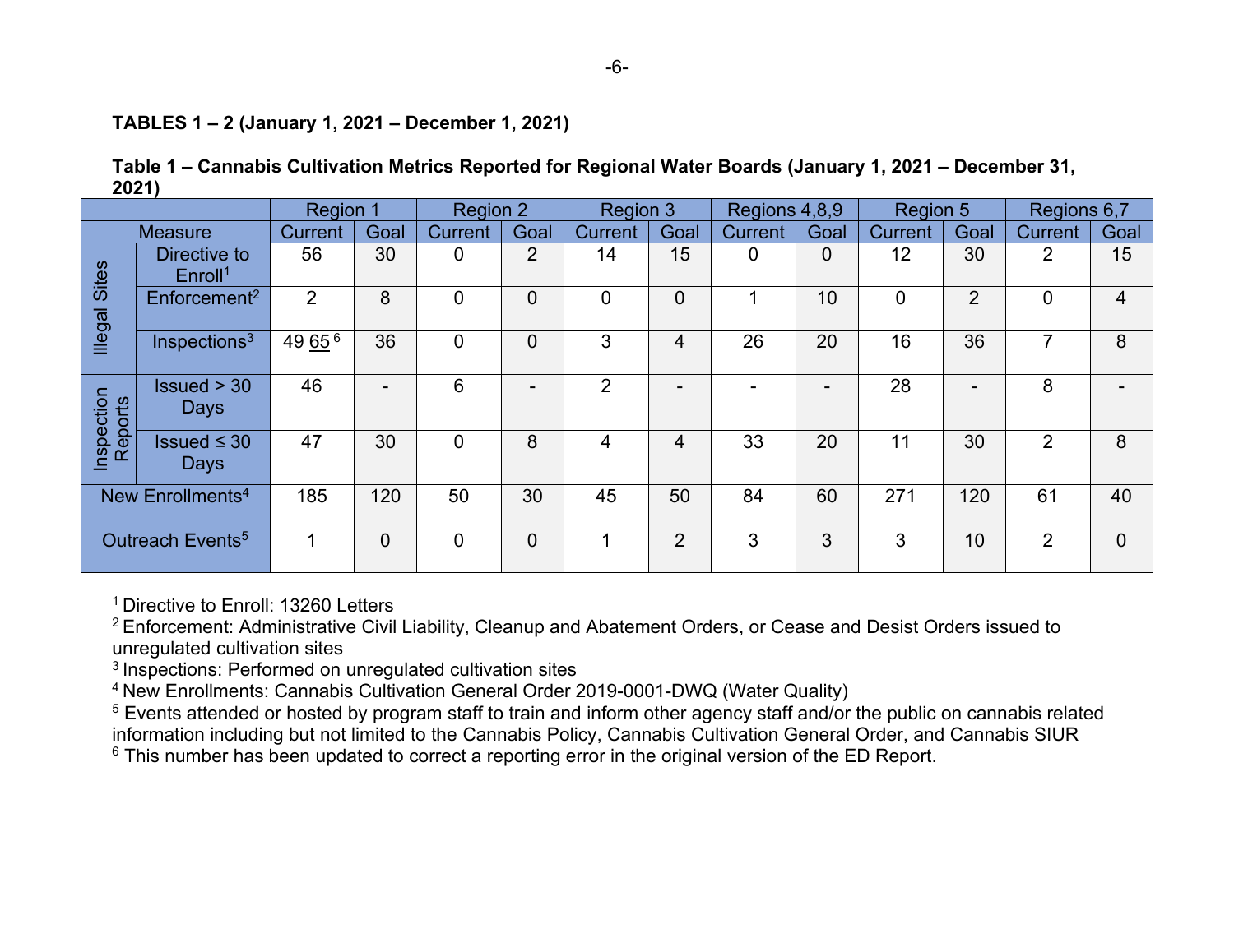**TABLES 1 – 2 (January 1, 2021 – December 1, 2021)**

**Table 1 – Cannabis Cultivation Metrics Reported for Regional Water Boards (January 1, 2021 – December 31, 2021)**

| | | Region 1 | | Region 2 | | Region 3 | | Regions 4,8,9 | | Region 5 | | Regions 6,7 | |
|---|---|---|---|---|---|---|---|---|---|---|---|---|---|
| Measure | | Current | Goal | Current | Goal | Current | Goal | Current | Goal | Current | Goal | Current | Goal |
| Illegal Sites | Directive to Enroll[1] | 56 | 30 | 0 | 2 | 14 | 15 | 0 | 0 | 12 | 30 | 2 | 15 |
| | Enforcement[2] | 2 | 8 | 0 | 0 | 0 | 0 | 1 | 10 | 0 | 2 | 0 | 4 |
| | Inspections[3] | ~~49~~ 65[6] | 36 | 0 | 0 | 3 | 4 | 26 | 20 | 16 | 36 | 7 | 8 |
| Inspection Reports | Issued > 30 Days | 46 | - | 6 | - | 2 | - | - | - | 28 | - | 8 | - |
| | Issued ≤ 30 Days | 47 | 30 | 0 | 8 | 4 | 4 | 33 | 20 | 11 | 30 | 2 | 8 |
| New Enrollments[4] | | 185 | 120 | 50 | 30 | 45 | 50 | 84 | 60 | 271 | 120 | 61 | 40 |
| Outreach Events[5] | | 1 | 0 | 0 | 0 | 1 | 2 | 3 | 3 | 3 | 10 | 2 | 0 |

[1] Directive to Enroll: 13260 Letters

[2] Enforcement: Administrative Civil Liability, Cleanup and Abatement Orders, or Cease and Desist Orders issued to unregulated cultivation sites

[3] Inspections: Performed on unregulated cultivation sites

[4] New Enrollments: Cannabis Cultivation General Order 2019-0001-DWQ (Water Quality)

[5] Events attended or hosted by program staff to train and inform other agency staff and/or the public on cannabis related information including but not limited to the Cannabis Policy, Cannabis Cultivation General Order, and Cannabis SIUR

[6] This number has been updated to correct a reporting error in the original version of the ED Report.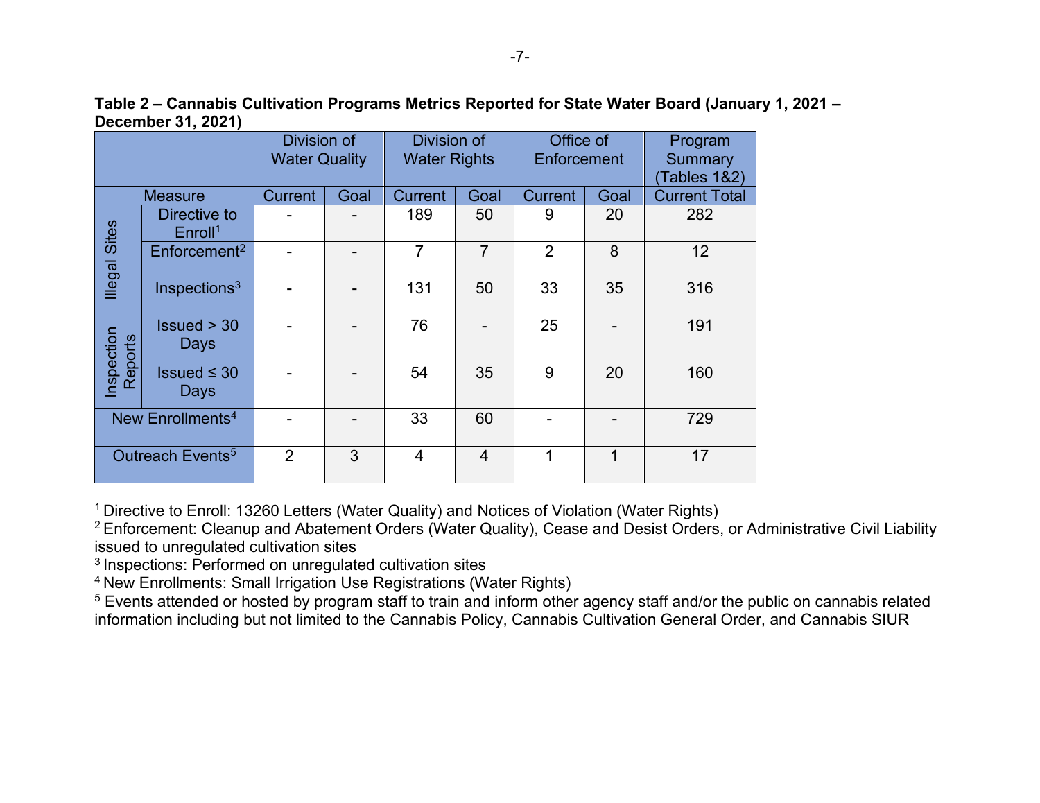**Table 2 – Cannabis Cultivation Programs Metrics Reported for State Water Board (January 1, 2021 – December 31, 2021)**

| | | Division of Water Quality | | Division of Water Rights | | Office of Enforcement | | Program Summary (Tables 1&2) |
|---|---|---|---|---|---|---|---|---|
| Measure | | Current | Goal | Current | Goal | Current | Goal | Current Total |
| Illegal Sites | Directive to Enroll[1] | - | - | 189 | 50 | 9 | 20 | 282 |
| | Enforcement[2] | - | - | 7 | 7 | 2 | 8 | 12 |
| | Inspections[3] | - | - | 131 | 50 | 33 | 35 | 316 |
| Inspection Reports | Issued > 30 Days | - | - | 76 | - | 25 | - | 191 |
| | Issued ≤ 30 Days | - | - | 54 | 35 | 9 | 20 | 160 |
| New Enrollments[4] | | - | - | 33 | 60 | - | - | 729 |
| Outreach Events[5] | | 2 | 3 | 4 | 4 | 1 | 1 | 17 |

[1] Directive to Enroll: 13260 Letters (Water Quality) and Notices of Violation (Water Rights)

[2] Enforcement: Cleanup and Abatement Orders (Water Quality), Cease and Desist Orders, or Administrative Civil Liability issued to unregulated cultivation sites

[3] Inspections: Performed on unregulated cultivation sites

[4] New Enrollments: Small Irrigation Use Registrations (Water Rights)

[5] Events attended or hosted by program staff to train and inform other agency staff and/or the public on cannabis related information including but not limited to the Cannabis Policy, Cannabis Cultivation General Order, and Cannabis SIUR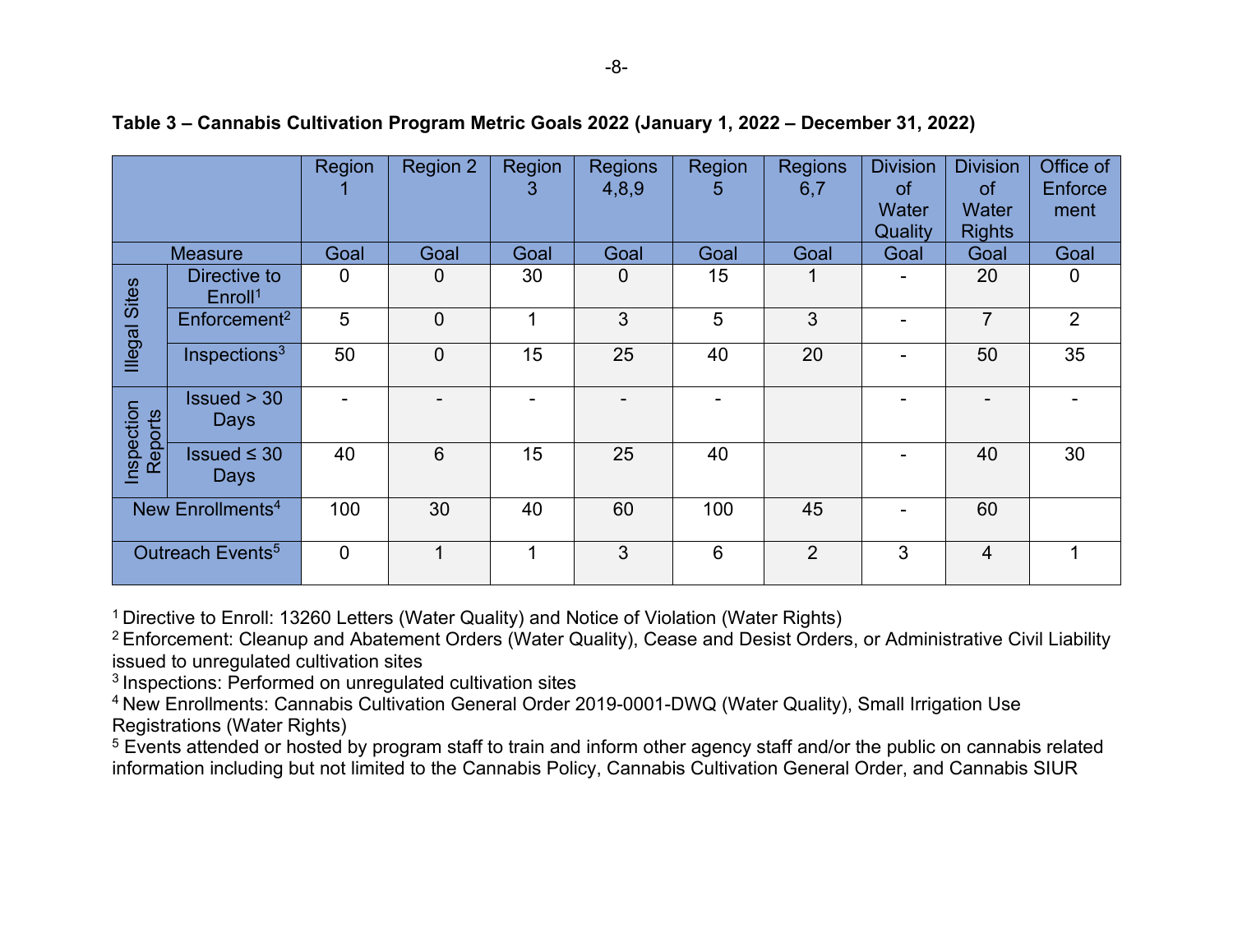**Table 3 – Cannabis Cultivation Program Metric Goals 2022 (January 1, 2022 – December 31, 2022)**

| | | Region 1 | Region 2 | Region 3 | Regions 4,8,9 | Region 5 | Regions 6,7 | Division of Water Quality | Division of Water Rights | Office of Enforcement |
|---|---|---|---|---|---|---|---|---|---|---|
| Measure | | Goal | Goal | Goal | Goal | Goal | Goal | Goal | Goal | Goal |
| Illegal Sites | Directive to Enroll[1] | 0 | 0 | 30 | 0 | 15 | 1 | - | 20 | 0 |
| | Enforcement[2] | 5 | 0 | 1 | 3 | 5 | 3 | - | 7 | 2 |
| | Inspections[3] | 50 | 0 | 15 | 25 | 40 | 20 | - | 50 | 35 |
| Inspection Reports | Issued > 30 Days | - | - | - | - | - | | - | - | - |
| | Issued ≤ 30 Days | 40 | 6 | 15 | 25 | 40 | | - | 40 | 30 |
| New Enrollments[4] | | 100 | 30 | 40 | 60 | 100 | 45 | - | 60 | |
| Outreach Events[5] | | 0 | 1 | 1 | 3 | 6 | 2 | 3 | 4 | 1 |

[1] Directive to Enroll: 13260 Letters (Water Quality) and Notice of Violation (Water Rights)

[2] Enforcement: Cleanup and Abatement Orders (Water Quality), Cease and Desist Orders, or Administrative Civil Liability issued to unregulated cultivation sites

[3] Inspections: Performed on unregulated cultivation sites

[4] New Enrollments: Cannabis Cultivation General Order 2019-0001-DWQ (Water Quality), Small Irrigation Use Registrations (Water Rights)

[5] Events attended or hosted by program staff to train and inform other agency staff and/or the public on cannabis related information including but not limited to the Cannabis Policy, Cannabis Cultivation General Order, and Cannabis SIUR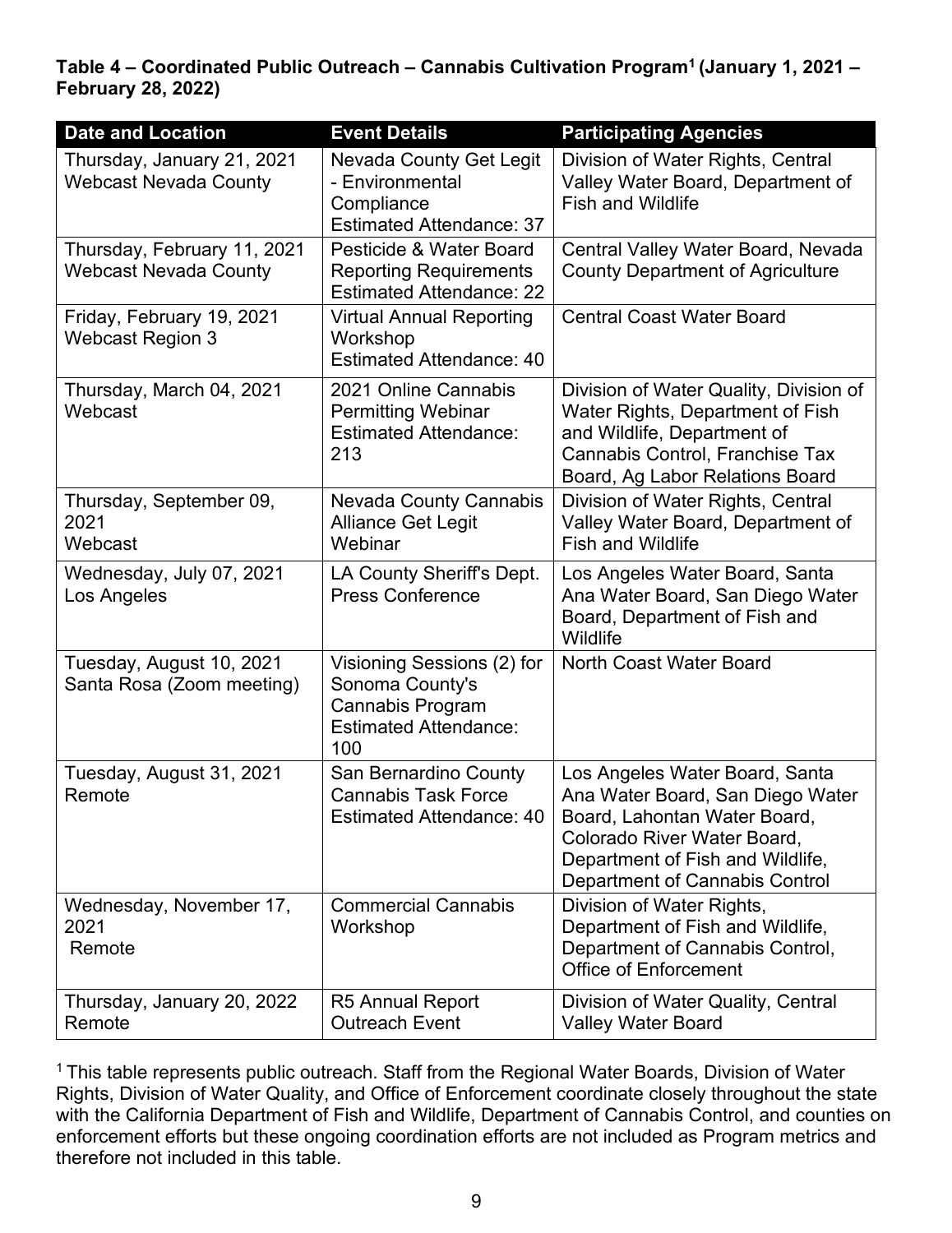**Table 4 – Coordinated Public Outreach – Cannabis Cultivation Program[1] (January 1, 2021 – February 28, 2022)**

| Date and Location | Event Details | Participating Agencies |
|---|---|---|
| Thursday, January 21, 2021 Webcast Nevada County | Nevada County Get Legit - Environmental Compliance Estimated Attendance: 37 | Division of Water Rights, Central Valley Water Board, Department of Fish and Wildlife |
| Thursday, February 11, 2021 Webcast Nevada County | Pesticide & Water Board Reporting Requirements Estimated Attendance: 22 | Central Valley Water Board, Nevada County Department of Agriculture |
| Friday, February 19, 2021 Webcast Region 3 | Virtual Annual Reporting Workshop Estimated Attendance: 40 | Central Coast Water Board |
| Thursday, March 04, 2021 Webcast | 2021 Online Cannabis Permitting Webinar Estimated Attendance: 213 | Division of Water Quality, Division of Water Rights, Department of Fish and Wildlife, Department of Cannabis Control, Franchise Tax Board, Ag Labor Relations Board |
| Thursday, September 09, 2021 Webcast | Nevada County Cannabis Alliance Get Legit Webinar | Division of Water Rights, Central Valley Water Board, Department of Fish and Wildlife |
| Wednesday, July 07, 2021 Los Angeles | LA County Sheriff's Dept. Press Conference | Los Angeles Water Board, Santa Ana Water Board, San Diego Water Board, Department of Fish and Wildlife |
| Tuesday, August 10, 2021 Santa Rosa (Zoom meeting) | Visioning Sessions (2) for Sonoma County's Cannabis Program Estimated Attendance: 100 | North Coast Water Board |
| Tuesday, August 31, 2021 Remote | San Bernardino County Cannabis Task Force Estimated Attendance: 40 | Los Angeles Water Board, Santa Ana Water Board, San Diego Water Board, Lahontan Water Board, Colorado River Water Board, Department of Fish and Wildlife, Department of Cannabis Control |
| Wednesday, November 17, 2021 Remote | Commercial Cannabis Workshop | Division of Water Rights, Department of Fish and Wildlife, Department of Cannabis Control, Office of Enforcement |
| Thursday, January 20, 2022 Remote | R5 Annual Report Outreach Event | Division of Water Quality, Central Valley Water Board |

[1] This table represents public outreach. Staff from the Regional Water Boards, Division of Water Rights, Division of Water Quality, and Office of Enforcement coordinate closely throughout the state with the California Department of Fish and Wildlife, Department of Cannabis Control, and counties on enforcement efforts but these ongoing coordination efforts are not included as Program metrics and therefore not included in this table.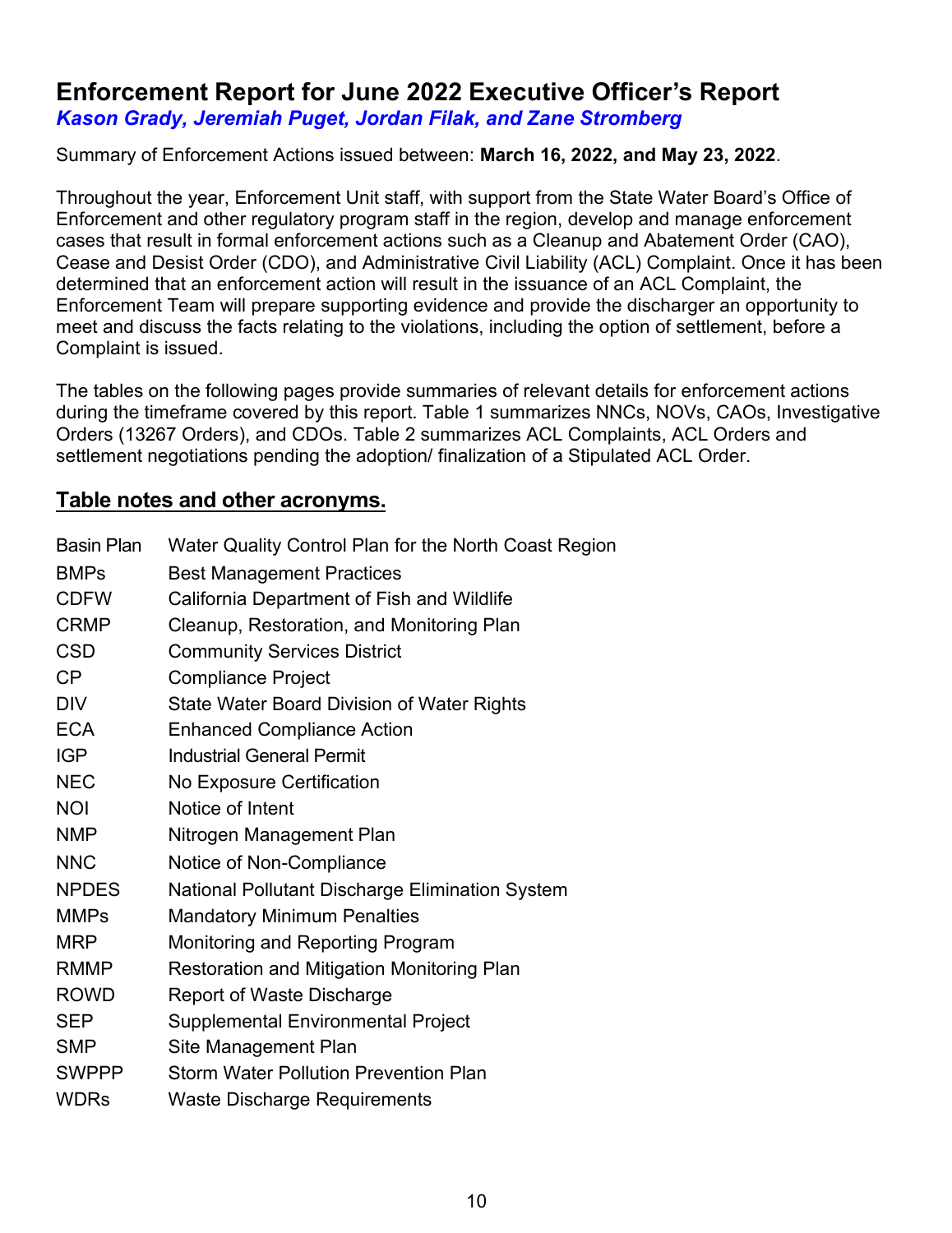# Enforcement Report for June 2022 Executive Officer's Report

***Kason Grady, Jeremiah Puget, Jordan Filak, and Zane Stromberg***

Summary of Enforcement Actions issued between: **March 16, 2022, and May 23, 2022**.

Throughout the year, Enforcement Unit staff, with support from the State Water Board's Office of Enforcement and other regulatory program staff in the region, develop and manage enforcement cases that result in formal enforcement actions such as a Cleanup and Abatement Order (CAO), Cease and Desist Order (CDO), and Administrative Civil Liability (ACL) Complaint. Once it has been determined that an enforcement action will result in the issuance of an ACL Complaint, the Enforcement Team will prepare supporting evidence and provide the discharger an opportunity to meet and discuss the facts relating to the violations, including the option of settlement, before a Complaint is issued.

The tables on the following pages provide summaries of relevant details for enforcement actions during the timeframe covered by this report. Table 1 summarizes NNCs, NOVs, CAOs, Investigative Orders (13267 Orders), and CDOs. Table 2 summarizes ACL Complaints, ACL Orders and settlement negotiations pending the adoption/ finalization of a Stipulated ACL Order.

## Table notes and other acronyms.

| Acronym | Definition |
| --- | --- |
| Basin Plan | Water Quality Control Plan for the North Coast Region |
| BMPs | Best Management Practices |
| CDFW | California Department of Fish and Wildlife |
| CRMP | Cleanup, Restoration, and Monitoring Plan |
| CSD | Community Services District |
| CP | Compliance Project |
| DIV | State Water Board Division of Water Rights |
| ECA | Enhanced Compliance Action |
| IGP | Industrial General Permit |
| NEC | No Exposure Certification |
| NOI | Notice of Intent |
| NMP | Nitrogen Management Plan |
| NNC | Notice of Non-Compliance |
| NPDES | National Pollutant Discharge Elimination System |
| MMPs | Mandatory Minimum Penalties |
| MRP | Monitoring and Reporting Program |
| RMMP | Restoration and Mitigation Monitoring Plan |
| ROWD | Report of Waste Discharge |
| SEP | Supplemental Environmental Project |
| SMP | Site Management Plan |
| SWPPP | Storm Water Pollution Prevention Plan |
| WDRs | Waste Discharge Requirements |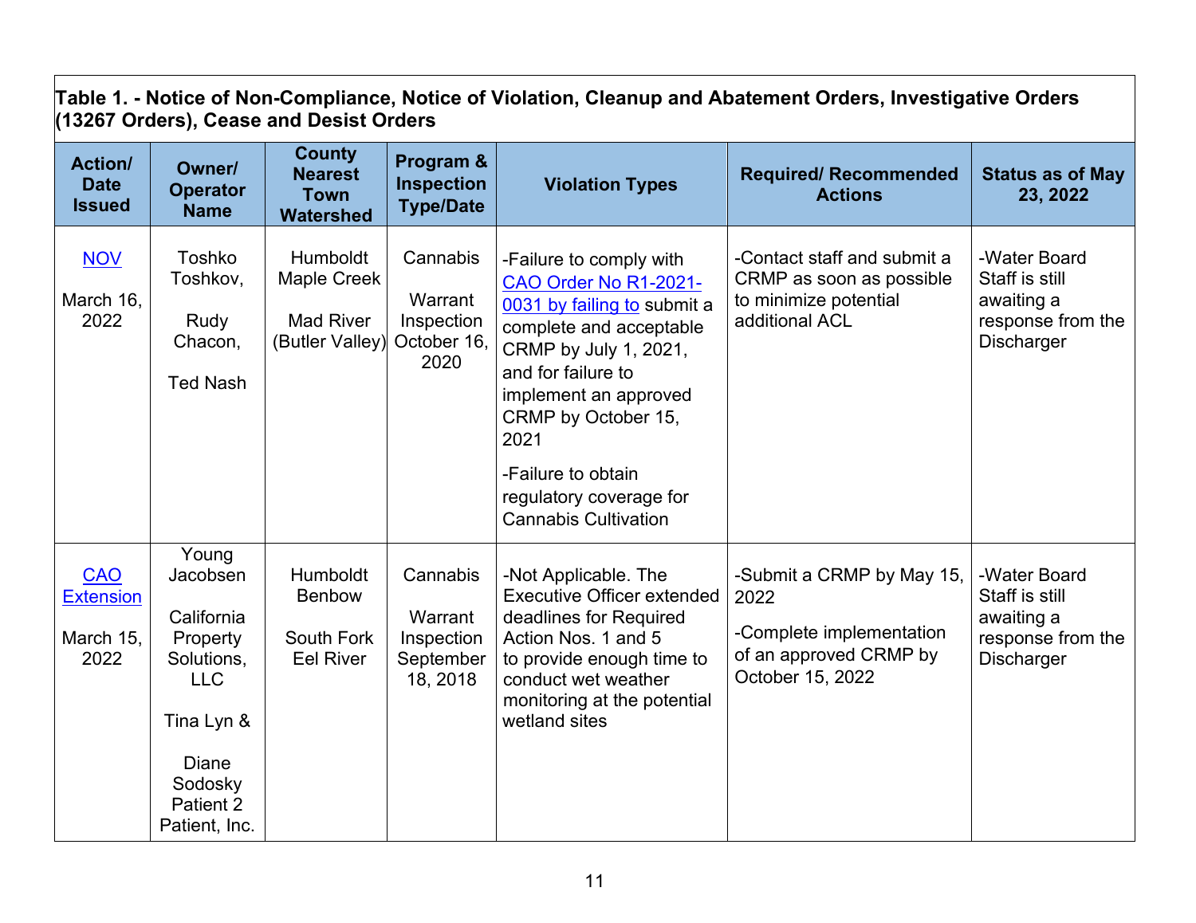**Table 1. - Notice of Non-Compliance, Notice of Violation, Cleanup and Abatement Orders, Investigative Orders (13267 Orders), Cease and Desist Orders**

| Action/ Date Issued | Owner/ Operator Name | County Nearest Town Watershed | Program & Inspection Type/Date | Violation Types | Required/ Recommended Actions | Status as of May 23, 2022 |
|---|---|---|---|---|---|---|
| NOV<br><br>March 16, 2022 | Toshko Toshkov,<br><br>Rudy Chacon,<br><br>Ted Nash | Humboldt Maple Creek<br><br>Mad River (Butler Valley) | Cannabis<br><br>Warrant Inspection October 16, 2020 | -Failure to comply with CAO Order No R1-2021-0031 by failing to submit a complete and acceptable CRMP by July 1, 2021, and for failure to implement an approved CRMP by October 15, 2021<br><br>-Failure to obtain regulatory coverage for Cannabis Cultivation | -Contact staff and submit a CRMP as soon as possible to minimize potential additional ACL | -Water Board Staff is still awaiting a response from the Discharger |
| CAO Extension<br><br>March 15, 2022 | Young Jacobsen<br><br>California Property Solutions, LLC<br><br>Tina Lyn &<br><br>Diane Sodosky Patient 2 Patient, Inc. | Humboldt Benbow<br><br>South Fork Eel River | Cannabis<br><br>Warrant Inspection September 18, 2018 | -Not Applicable. The Executive Officer extended deadlines for Required Action Nos. 1 and 5 to provide enough time to conduct wet weather monitoring at the potential wetland sites | -Submit a CRMP by May 15, 2022<br><br>-Complete implementation of an approved CRMP by October 15, 2022 | -Water Board Staff is still awaiting a response from the Discharger |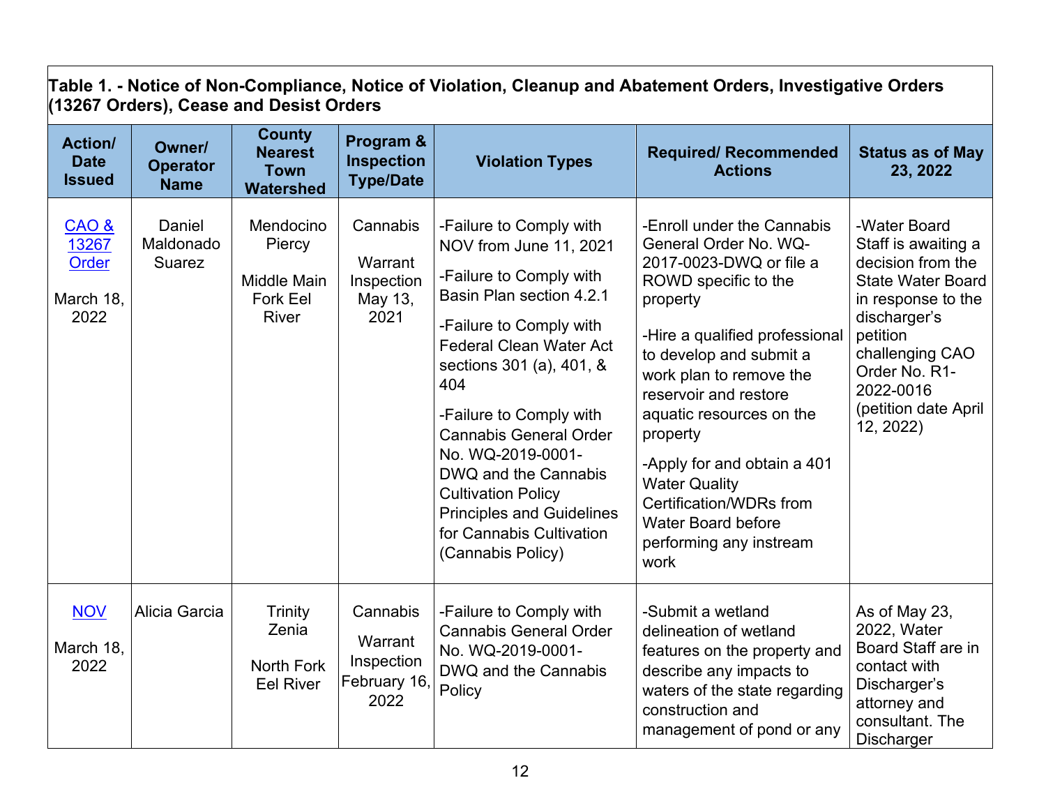**Table 1. - Notice of Non-Compliance, Notice of Violation, Cleanup and Abatement Orders, Investigative Orders (13267 Orders), Cease and Desist Orders**

| Action/ Date Issued | Owner/ Operator Name | County Nearest Town Watershed | Program & Inspection Type/Date | Violation Types | Required/ Recommended Actions | Status as of May 23, 2022 |
|---|---|---|---|---|---|---|
| CAO & 13267 Order<br><br>March 18, 2022 | Daniel Maldonado Suarez | Mendocino Piercy<br><br>Middle Main Fork Eel River | Cannabis<br><br>Warrant Inspection May 13, 2021 | -Failure to Comply with NOV from June 11, 2021<br><br>-Failure to Comply with Basin Plan section 4.2.1<br><br>-Failure to Comply with Federal Clean Water Act sections 301 (a), 401, & 404<br><br>-Failure to Comply with Cannabis General Order No. WQ-2019-0001-DWQ and the Cannabis Cultivation Policy Principles and Guidelines for Cannabis Cultivation (Cannabis Policy) | -Enroll under the Cannabis General Order No. WQ-2017-0023-DWQ or file a ROWD specific to the property<br><br>-Hire a qualified professional to develop and submit a work plan to remove the reservoir and restore aquatic resources on the property<br><br>-Apply for and obtain a 401 Water Quality Certification/WDRs from Water Board before performing any instream work | -Water Board Staff is awaiting a decision from the State Water Board in response to the discharger's petition challenging CAO Order No. R1-2022-0016 (petition date April 12, 2022) |
| NOV<br><br>March 18, 2022 | Alicia Garcia | Trinity Zenia<br><br>North Fork Eel River | Cannabis<br><br>Warrant Inspection February 16, 2022 | -Failure to Comply with Cannabis General Order No. WQ-2019-0001-DWQ and the Cannabis Policy | -Submit a wetland delineation of wetland features on the property and describe any impacts to waters of the state regarding construction and management of pond or any | As of May 23, 2022, Water Board Staff are in contact with Discharger's attorney and consultant. The Discharger |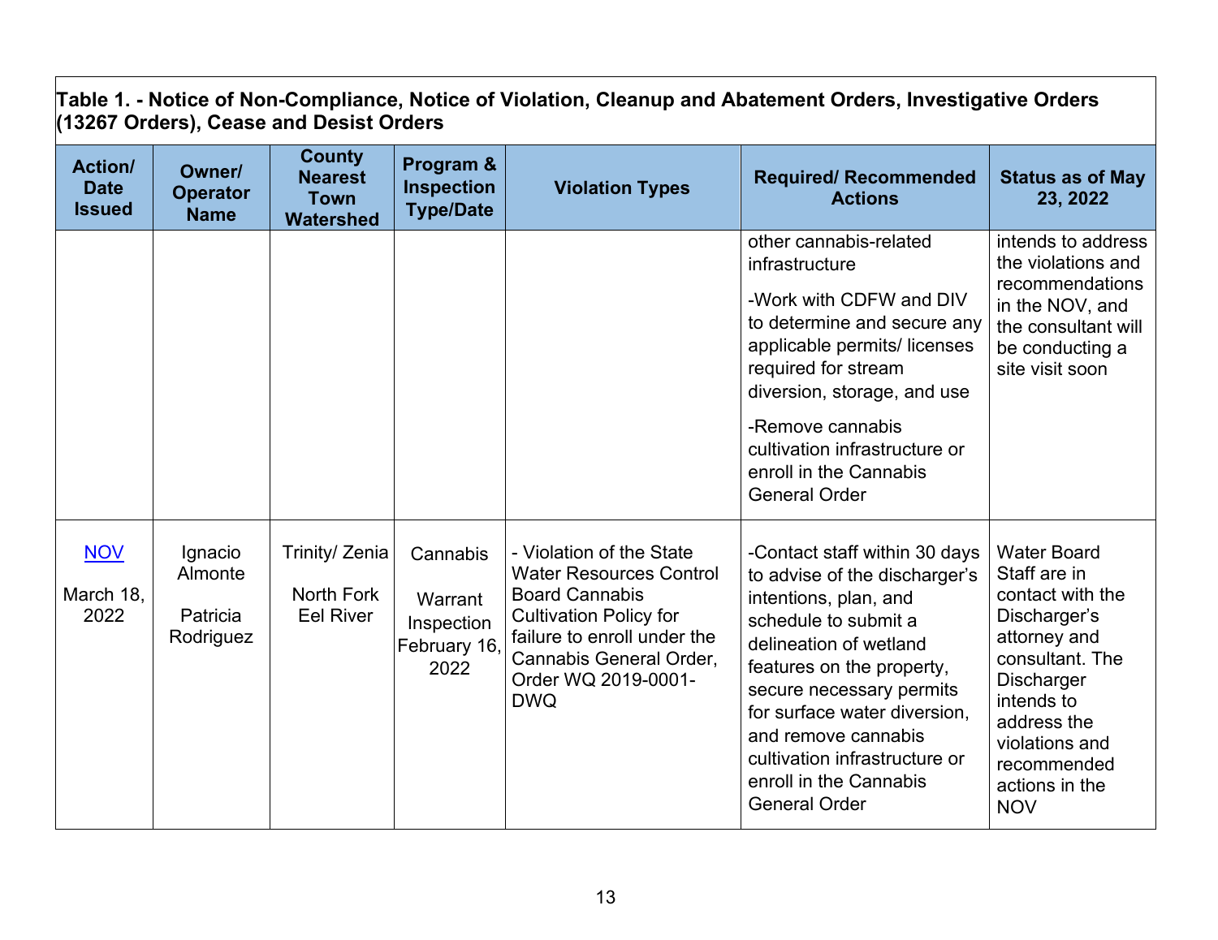**Table 1. - Notice of Non-Compliance, Notice of Violation, Cleanup and Abatement Orders, Investigative Orders (13267 Orders), Cease and Desist Orders**

| Action/ Date Issued | Owner/ Operator Name | County Nearest Town Watershed | Program & Inspection Type/Date | Violation Types | Required/ Recommended Actions | Status as of May 23, 2022 |
|---|---|---|---|---|---|---|
| | | | | | other cannabis-related infrastructure<br><br>-Work with CDFW and DIV to determine and secure any applicable permits/ licenses required for stream diversion, storage, and use<br><br>-Remove cannabis cultivation infrastructure or enroll in the Cannabis General Order | intends to address the violations and recommendations in the NOV, and the consultant will be conducting a site visit soon |
| NOV<br><br>March 18, 2022 | Ignacio Almonte<br><br>Patricia Rodriguez | Trinity/ Zenia<br><br>North Fork Eel River | Cannabis<br><br>Warrant Inspection February 16, 2022 | - Violation of the State Water Resources Control Board Cannabis Cultivation Policy for failure to enroll under the Cannabis General Order, Order WQ 2019-0001-DWQ | -Contact staff within 30 days to advise of the discharger's intentions, plan, and schedule to submit a delineation of wetland features on the property, secure necessary permits for surface water diversion, and remove cannabis cultivation infrastructure or enroll in the Cannabis General Order | Water Board Staff are in contact with the Discharger's attorney and consultant. The Discharger intends to address the violations and recommended actions in the NOV |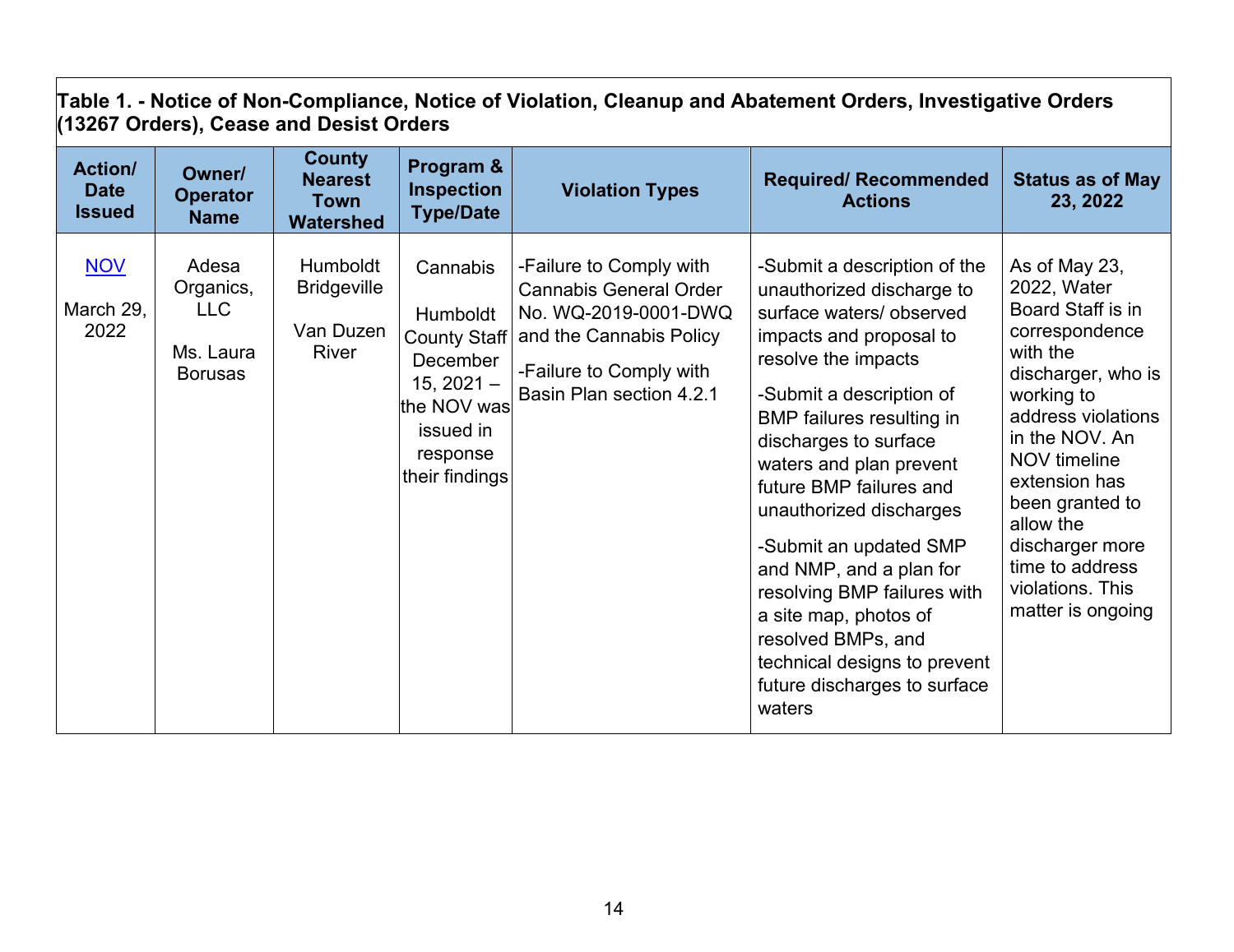**Table 1. - Notice of Non-Compliance, Notice of Violation, Cleanup and Abatement Orders, Investigative Orders (13267 Orders), Cease and Desist Orders**

| Action/ Date Issued | Owner/ Operator Name | County Nearest Town Watershed | Program & Inspection Type/Date | Violation Types | Required/ Recommended Actions | Status as of May 23, 2022 |
|---|---|---|---|---|---|---|
| NOV<br><br>March 29, 2022 | Adesa Organics, LLC<br><br>Ms. Laura Borusas | Humboldt Bridgeville<br><br>Van Duzen River | Cannabis<br><br>Humboldt County Staff December 15, 2021 – the NOV was issued in response their findings | -Failure to Comply with Cannabis General Order No. WQ-2019-0001-DWQ and the Cannabis Policy<br><br>-Failure to Comply with Basin Plan section 4.2.1 | -Submit a description of the unauthorized discharge to surface waters/ observed impacts and proposal to resolve the impacts<br><br>-Submit a description of BMP failures resulting in discharges to surface waters and plan prevent future BMP failures and unauthorized discharges<br><br>-Submit an updated SMP and NMP, and a plan for resolving BMP failures with a site map, photos of resolved BMPs, and technical designs to prevent future discharges to surface waters | As of May 23, 2022, Water Board Staff is in correspondence with the discharger, who is working to address violations in the NOV. An NOV timeline extension has been granted to allow the discharger more time to address violations. This matter is ongoing |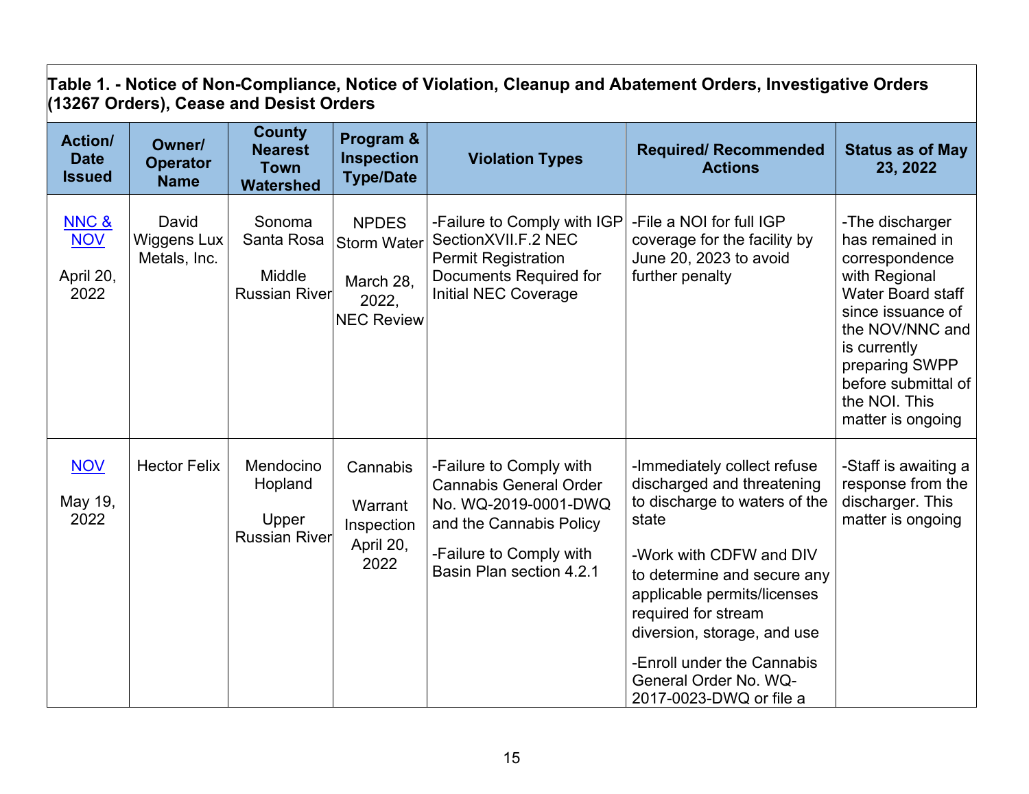**Table 1. - Notice of Non-Compliance, Notice of Violation, Cleanup and Abatement Orders, Investigative Orders (13267 Orders), Cease and Desist Orders**

| Action/ Date Issued | Owner/ Operator Name | County Nearest Town Watershed | Program & Inspection Type/Date | Violation Types | Required/ Recommended Actions | Status as of May 23, 2022 |
|---|---|---|---|---|---|---|
| NNC & NOV<br><br>April 20, 2022 | David Wiggens Lux Metals, Inc. | Sonoma Santa Rosa<br><br>Middle Russian River | NPDES Storm Water<br><br>March 28, 2022, NEC Review | -Failure to Comply with IGP SectionXVII.F.2 NEC Permit Registration Documents Required for Initial NEC Coverage | -File a NOI for full IGP coverage for the facility by June 20, 2023 to avoid further penalty | -The discharger has remained in correspondence with Regional Water Board staff since issuance of the NOV/NNC and is currently preparing SWPP before submittal of the NOI. This matter is ongoing |
| NOV<br><br>May 19, 2022 | Hector Felix | Mendocino Hopland<br><br>Upper Russian River | Cannabis<br><br>Warrant Inspection April 20, 2022 | -Failure to Comply with Cannabis General Order No. WQ-2019-0001-DWQ and the Cannabis Policy<br><br>-Failure to Comply with Basin Plan section 4.2.1 | -Immediately collect refuse discharged and threatening to discharge to waters of the state<br><br>-Work with CDFW and DIV to determine and secure any applicable permits/licenses required for stream diversion, storage, and use<br><br>-Enroll under the Cannabis General Order No. WQ-2017-0023-DWQ or file a | -Staff is awaiting a response from the discharger. This matter is ongoing |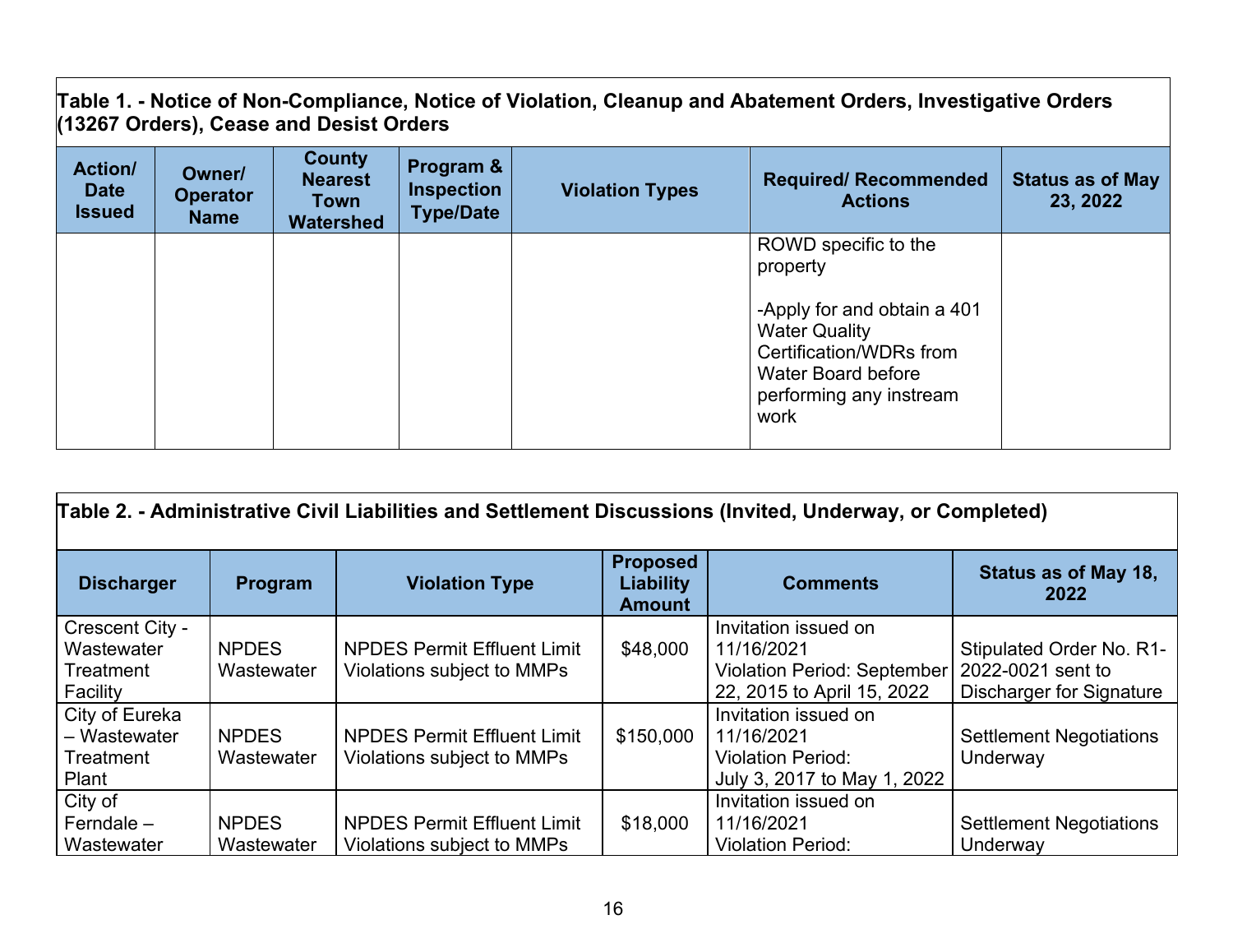**Table 1. - Notice of Non-Compliance, Notice of Violation, Cleanup and Abatement Orders, Investigative Orders (13267 Orders), Cease and Desist Orders**

| Action/ Date Issued | Owner/ Operator Name | County Nearest Town Watershed | Program & Inspection Type/Date | Violation Types | Required/ Recommended Actions | Status as of May 23, 2022 |
|---|---|---|---|---|---|---|
| | | | | | ROWD specific to the property<br><br>-Apply for and obtain a 401 Water Quality Certification/WDRs from Water Board before performing any instream work | |

**Table 2. - Administrative Civil Liabilities and Settlement Discussions (Invited, Underway, or Completed)**

| Discharger | Program | Violation Type | Proposed Liability Amount | Comments | Status as of May 18, 2022 |
|---|---|---|---|---|---|
| Crescent City - Wastewater Treatment Facility | NPDES Wastewater | NPDES Permit Effluent Limit Violations subject to MMPs | $48,000 | Invitation issued on 11/16/2021<br>Violation Period: September 22, 2015 to April 15, 2022 | Stipulated Order No. R1-2022-0021 sent to Discharger for Signature |
| City of Eureka – Wastewater Treatment Plant | NPDES Wastewater | NPDES Permit Effluent Limit Violations subject to MMPs | $150,000 | Invitation issued on 11/16/2021<br>Violation Period:<br>July 3, 2017 to May 1, 2022 | Settlement Negotiations Underway |
| City of Ferndale – Wastewater | NPDES Wastewater | NPDES Permit Effluent Limit Violations subject to MMPs | $18,000 | Invitation issued on 11/16/2021<br>Violation Period: | Settlement Negotiations Underway |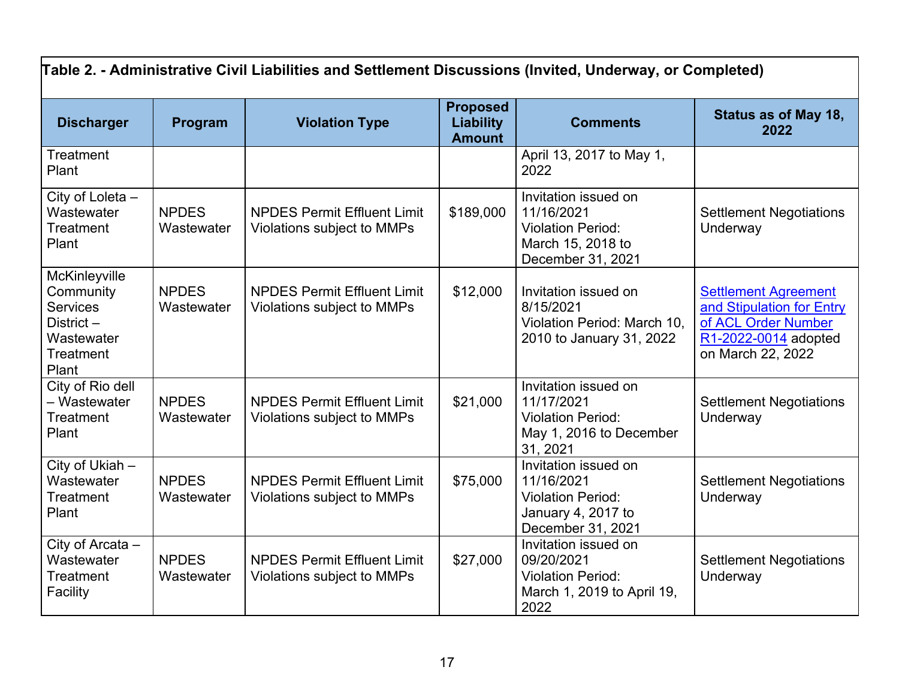**Table 2. - Administrative Civil Liabilities and Settlement Discussions (Invited, Underway, or Completed)**

| Discharger | Program | Violation Type | Proposed Liability Amount | Comments | Status as of May 18, 2022 |
|---|---|---|---|---|---|
| Treatment Plant | | | | April 13, 2017 to May 1, 2022 | |
| City of Loleta – Wastewater Treatment Plant | NPDES Wastewater | NPDES Permit Effluent Limit Violations subject to MMPs | $189,000 | Invitation issued on 11/16/2021 Violation Period: March 15, 2018 to December 31, 2021 | Settlement Negotiations Underway |
| McKinleyville Community Services District – Wastewater Treatment Plant | NPDES Wastewater | NPDES Permit Effluent Limit Violations subject to MMPs | $12,000 | Invitation issued on 8/15/2021 Violation Period: March 10, 2010 to January 31, 2022 | Settlement Agreement and Stipulation for Entry of ACL Order Number R1-2022-0014 adopted on March 22, 2022 |
| City of Rio dell – Wastewater Treatment Plant | NPDES Wastewater | NPDES Permit Effluent Limit Violations subject to MMPs | $21,000 | Invitation issued on 11/17/2021 Violation Period: May 1, 2016 to December 31, 2021 | Settlement Negotiations Underway |
| City of Ukiah – Wastewater Treatment Plant | NPDES Wastewater | NPDES Permit Effluent Limit Violations subject to MMPs | $75,000 | Invitation issued on 11/16/2021 Violation Period: January 4, 2017 to December 31, 2021 | Settlement Negotiations Underway |
| City of Arcata – Wastewater Treatment Facility | NPDES Wastewater | NPDES Permit Effluent Limit Violations subject to MMPs | $27,000 | Invitation issued on 09/20/2021 Violation Period: March 1, 2019 to April 19, 2022 | Settlement Negotiations Underway |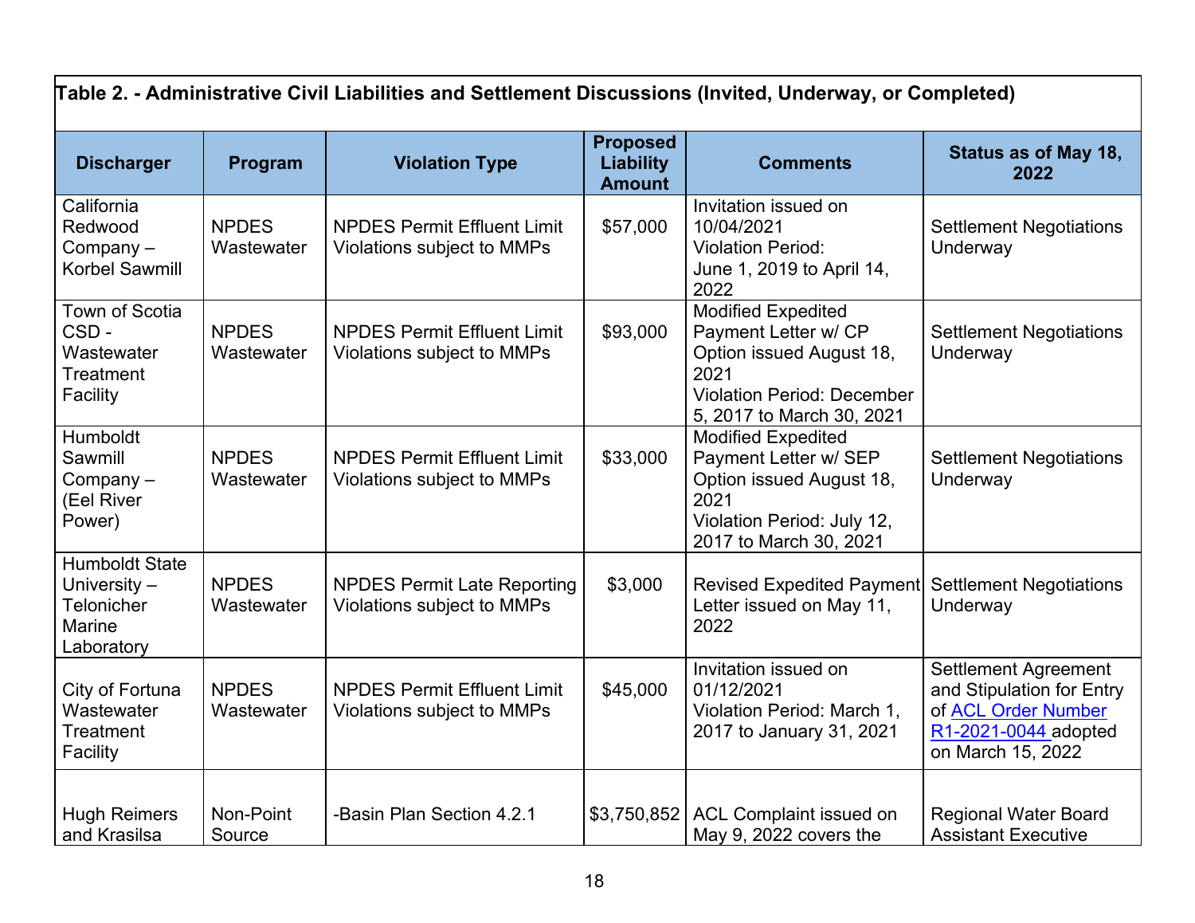**Table 2. - Administrative Civil Liabilities and Settlement Discussions (Invited, Underway, or Completed)**

| Discharger | Program | Violation Type | Proposed Liability Amount | Comments | Status as of May 18, 2022 |
|---|---|---|---|---|---|
| California Redwood Company – Korbel Sawmill | NPDES Wastewater | NPDES Permit Effluent Limit Violations subject to MMPs | $57,000 | Invitation issued on 10/04/2021<br>Violation Period:<br>June 1, 2019 to April 14, 2022 | Settlement Negotiations Underway |
| Town of Scotia CSD - Wastewater Treatment Facility | NPDES Wastewater | NPDES Permit Effluent Limit Violations subject to MMPs | $93,000 | Modified Expedited Payment Letter w/ CP Option issued August 18, 2021<br>Violation Period: December 5, 2017 to March 30, 2021 | Settlement Negotiations Underway |
| Humboldt Sawmill Company – (Eel River Power) | NPDES Wastewater | NPDES Permit Effluent Limit Violations subject to MMPs | $33,000 | Modified Expedited Payment Letter w/ SEP Option issued August 18, 2021<br>Violation Period: July 12, 2017 to March 30, 2021 | Settlement Negotiations Underway |
| Humboldt State University – Telonicher Marine Laboratory | NPDES Wastewater | NPDES Permit Late Reporting Violations subject to MMPs | $3,000 | Revised Expedited Payment Letter issued on May 11, 2022 | Settlement Negotiations Underway |
| City of Fortuna Wastewater Treatment Facility | NPDES Wastewater | NPDES Permit Effluent Limit Violations subject to MMPs | $45,000 | Invitation issued on 01/12/2021<br>Violation Period: March 1, 2017 to January 31, 2021 | Settlement Agreement and Stipulation for Entry of ACL Order Number R1-2021-0044 adopted on March 15, 2022 |
| Hugh Reimers and Krasilsa | Non-Point Source | -Basin Plan Section 4.2.1 | $3,750,852 | ACL Complaint issued on May 9, 2022 covers the | Regional Water Board Assistant Executive |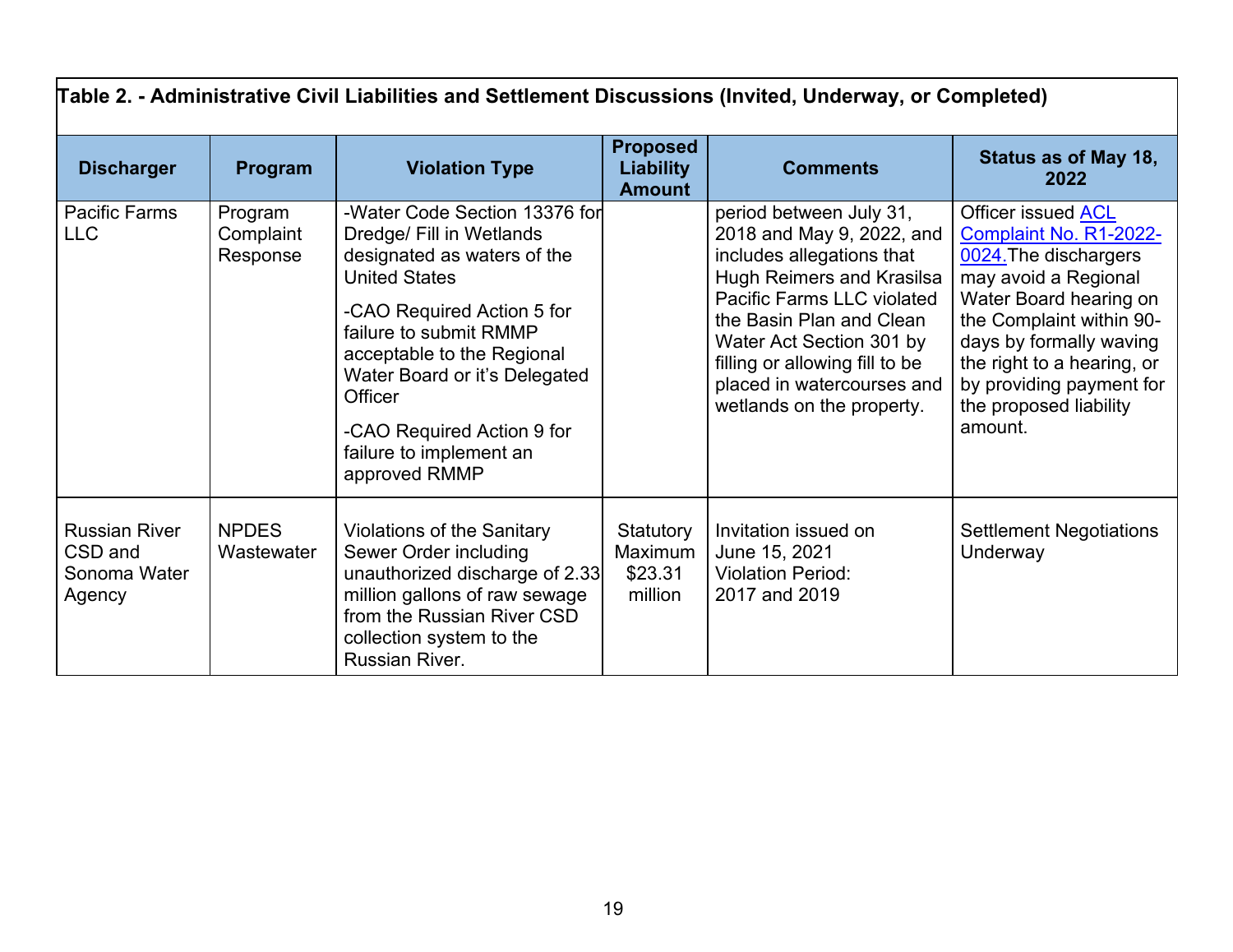| Table 2. - Administrative Civil Liabilities and Settlement Discussions (Invited, Underway, or Completed) | | | | | |
|---|---|---|---|---|---|
| **Discharger** | **Program** | **Violation Type** | **Proposed Liability Amount** | **Comments** | **Status as of May 18, 2022** |
| Pacific Farms LLC | Program Complaint Response | -Water Code Section 13376 for Dredge/ Fill in Wetlands designated as waters of the United States<br><br>-CAO Required Action 5 for failure to submit RMMP acceptable to the Regional Water Board or it's Delegated Officer<br><br>-CAO Required Action 9 for failure to implement an approved RMMP | | period between July 31, 2018 and May 9, 2022, and includes allegations that Hugh Reimers and Krasilsa Pacific Farms LLC violated the Basin Plan and Clean Water Act Section 301 by filling or allowing fill to be placed in watercourses and wetlands on the property. | Officer issued ACL Complaint No. R1-2022-0024.The dischargers may avoid a Regional Water Board hearing on the Complaint within 90-days by formally waving the right to a hearing, or by providing payment for the proposed liability amount. |
| Russian River CSD and Sonoma Water Agency | NPDES Wastewater | Violations of the Sanitary Sewer Order including unauthorized discharge of 2.33 million gallons of raw sewage from the Russian River CSD collection system to the Russian River. | Statutory Maximum $23.31 million | Invitation issued on June 15, 2021<br>Violation Period: 2017 and 2019 | Settlement Negotiations Underway |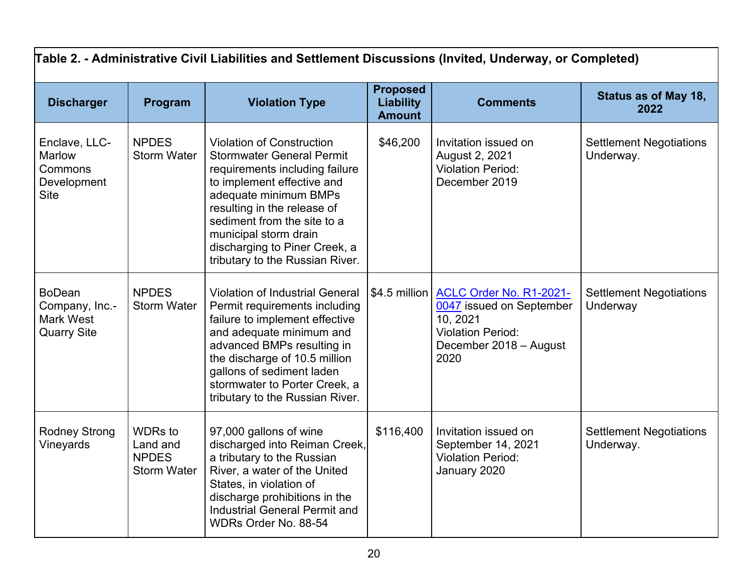**Table 2. - Administrative Civil Liabilities and Settlement Discussions (Invited, Underway, or Completed)**

| Discharger | Program | Violation Type | Proposed Liability Amount | Comments | Status as of May 18, 2022 |
|---|---|---|---|---|---|
| Enclave, LLC-Marlow Commons Development Site | NPDES Storm Water | Violation of Construction Stormwater General Permit requirements including failure to implement effective and adequate minimum BMPs resulting in the release of sediment from the site to a municipal storm drain discharging to Piner Creek, a tributary to the Russian River. | $46,200 | Invitation issued on August 2, 2021<br>Violation Period: December 2019 | Settlement Negotiations Underway. |
| BoDean Company, Inc.-Mark West Quarry Site | NPDES Storm Water | Violation of Industrial General Permit requirements including failure to implement effective and adequate minimum and advanced BMPs resulting in the discharge of 10.5 million gallons of sediment laden stormwater to Porter Creek, a tributary to the Russian River. | $4.5 million | ACLC Order No. R1-2021-0047 issued on September 10, 2021<br>Violation Period: December 2018 – August 2020 | Settlement Negotiations Underway |
| Rodney Strong Vineyards | WDRs to Land and NPDES Storm Water | 97,000 gallons of wine discharged into Reiman Creek, a tributary to the Russian River, a water of the United States, in violation of discharge prohibitions in the Industrial General Permit and WDRs Order No. 88-54 | $116,400 | Invitation issued on September 14, 2021<br>Violation Period: January 2020 | Settlement Negotiations Underway. |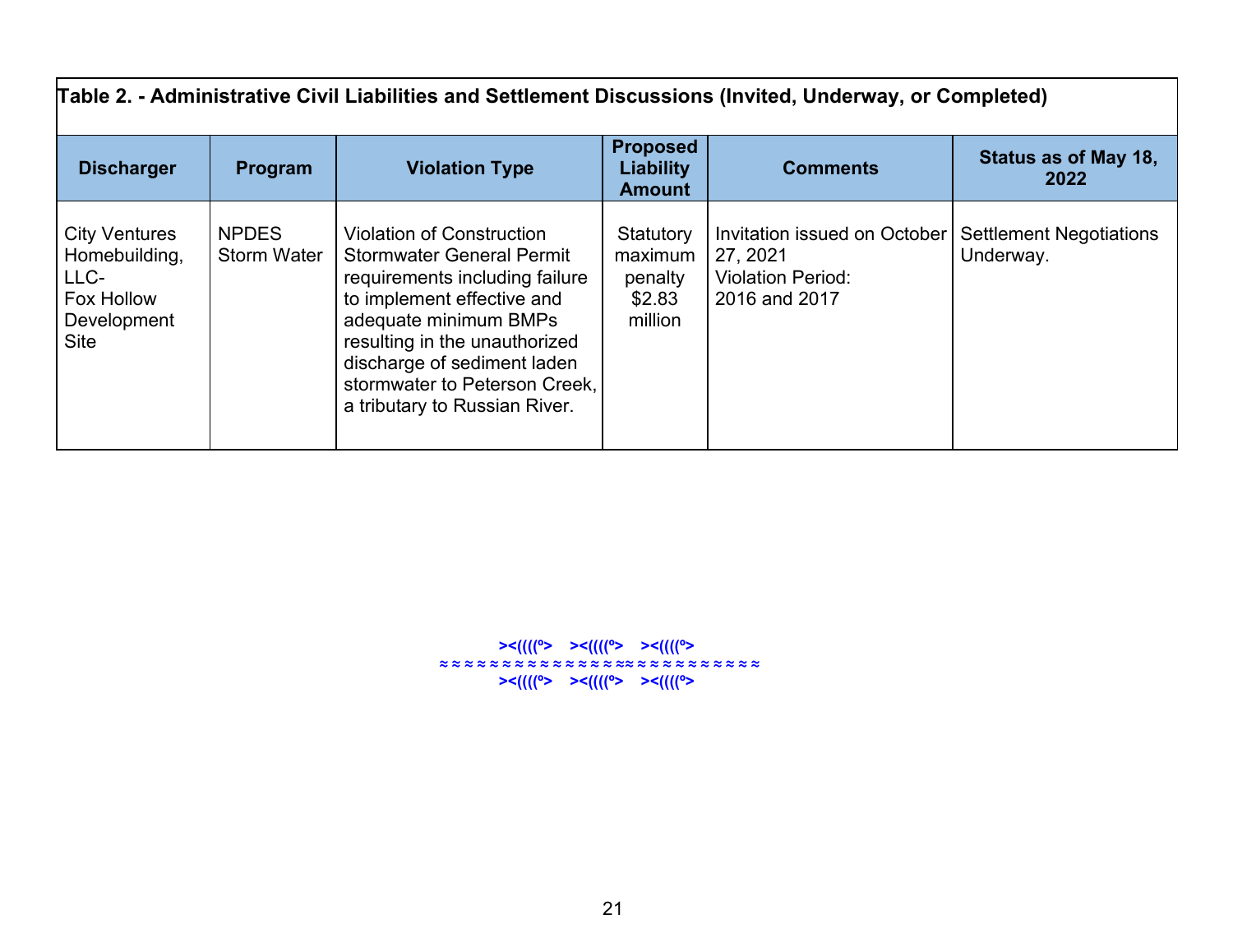| Table 2. - Administrative Civil Liabilities and Settlement Discussions (Invited, Underway, or Completed) | | | | | |
|---|---|---|---|---|---|
| **Discharger** | **Program** | **Violation Type** | **Proposed Liability Amount** | **Comments** | **Status as of May 18, 2022** |
| City Ventures Homebuilding, LLC- Fox Hollow Development Site | NPDES Storm Water | Violation of Construction Stormwater General Permit requirements including failure to implement effective and adequate minimum BMPs resulting in the unauthorized discharge of sediment laden stormwater to Peterson Creek, a tributary to Russian River. | Statutory maximum penalty $2.83 million | Invitation issued on October 27, 2021 Violation Period: 2016 and 2017 | Settlement Negotiations Underway. |

><((((º>   ><((((º>   ><((((º>
≈≈≈≈≈≈≈≈≈≈≈≈≈≈≈≈≈≈≈≈≈≈≈≈≈≈≈
><((((º>   ><((((º>   ><((((º>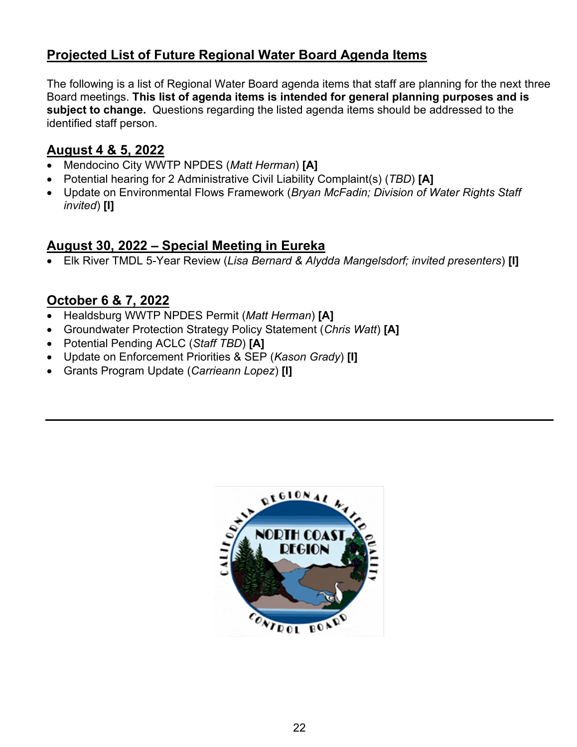## Projected List of Future Regional Water Board Agenda Items

The following is a list of Regional Water Board agenda items that staff are planning for the next three Board meetings. **This list of agenda items is intended for general planning purposes and is subject to change.** Questions regarding the listed agenda items should be addressed to the identified staff person.

### August 4 & 5, 2022

- Mendocino City WWTP NPDES (*Matt Herman*) **[A]**
- Potential hearing for 2 Administrative Civil Liability Complaint(s) (*TBD*) **[A]**
- Update on Environmental Flows Framework (*Bryan McFadin; Division of Water Rights Staff invited*) **[I]**

### August 30, 2022 – Special Meeting in Eureka

- Elk River TMDL 5-Year Review (*Lisa Bernard & Alydda Mangelsdorf; invited presenters*) **[I]**

### October 6 & 7, 2022

- Healdsburg WWTP NPDES Permit (*Matt Herman*) **[A]**
- Groundwater Protection Strategy Policy Statement (*Chris Watt*) **[A]**
- Potential Pending ACLC (*Staff TBD*) **[A]**
- Update on Enforcement Priorities & SEP (*Kason Grady*) **[I]**
- Grants Program Update (*Carrieann Lopez*) **[I]**

---